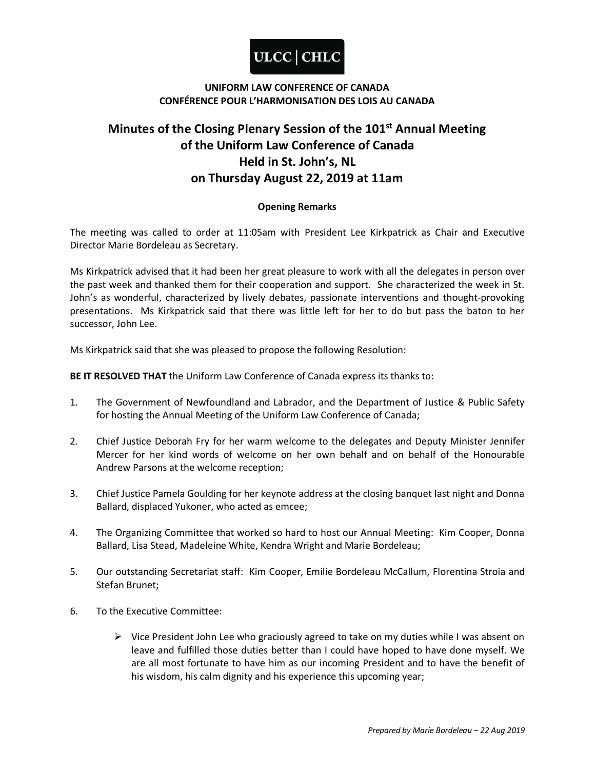**ULCC | CHLC**

**UNIFORM LAW CONFERENCE OF CANADA**
**CONFÉRENCE POUR L'HARMONISATION DES LOIS AU CANADA**

# Minutes of the Closing Plenary Session of the 101st Annual Meeting of the Uniform Law Conference of Canada Held in St. John's, NL on Thursday August 22, 2019 at 11am

## Opening Remarks

The meeting was called to order at 11:05am with President Lee Kirkpatrick as Chair and Executive Director Marie Bordeleau as Secretary.

Ms Kirkpatrick advised that it had been her great pleasure to work with all the delegates in person over the past week and thanked them for their cooperation and support. She characterized the week in St. John's as wonderful, characterized by lively debates, passionate interventions and thought-provoking presentations. Ms Kirkpatrick said that there was little left for her to do but pass the baton to her successor, John Lee.

Ms Kirkpatrick said that she was pleased to propose the following Resolution:

**BE IT RESOLVED THAT** the Uniform Law Conference of Canada express its thanks to:

1. The Government of Newfoundland and Labrador, and the Department of Justice & Public Safety for hosting the Annual Meeting of the Uniform Law Conference of Canada;

2. Chief Justice Deborah Fry for her warm welcome to the delegates and Deputy Minister Jennifer Mercer for her kind words of welcome on her own behalf and on behalf of the Honourable Andrew Parsons at the welcome reception;

3. Chief Justice Pamela Goulding for her keynote address at the closing banquet last night and Donna Ballard, displaced Yukoner, who acted as emcee;

4. The Organizing Committee that worked so hard to host our Annual Meeting: Kim Cooper, Donna Ballard, Lisa Stead, Madeleine White, Kendra Wright and Marie Bordeleau;

5. Our outstanding Secretariat staff: Kim Cooper, Emilie Bordeleau McCallum, Florentina Stroia and Stefan Brunet;

6. To the Executive Committee:

   - Vice President John Lee who graciously agreed to take on my duties while I was absent on leave and fulfilled those duties better than I could have hoped to have done myself. We are all most fortunate to have him as our incoming President and to have the benefit of his wisdom, his calm dignity and his experience this upcoming year;

*Prepared by Marie Bordeleau – 22 Aug 2019*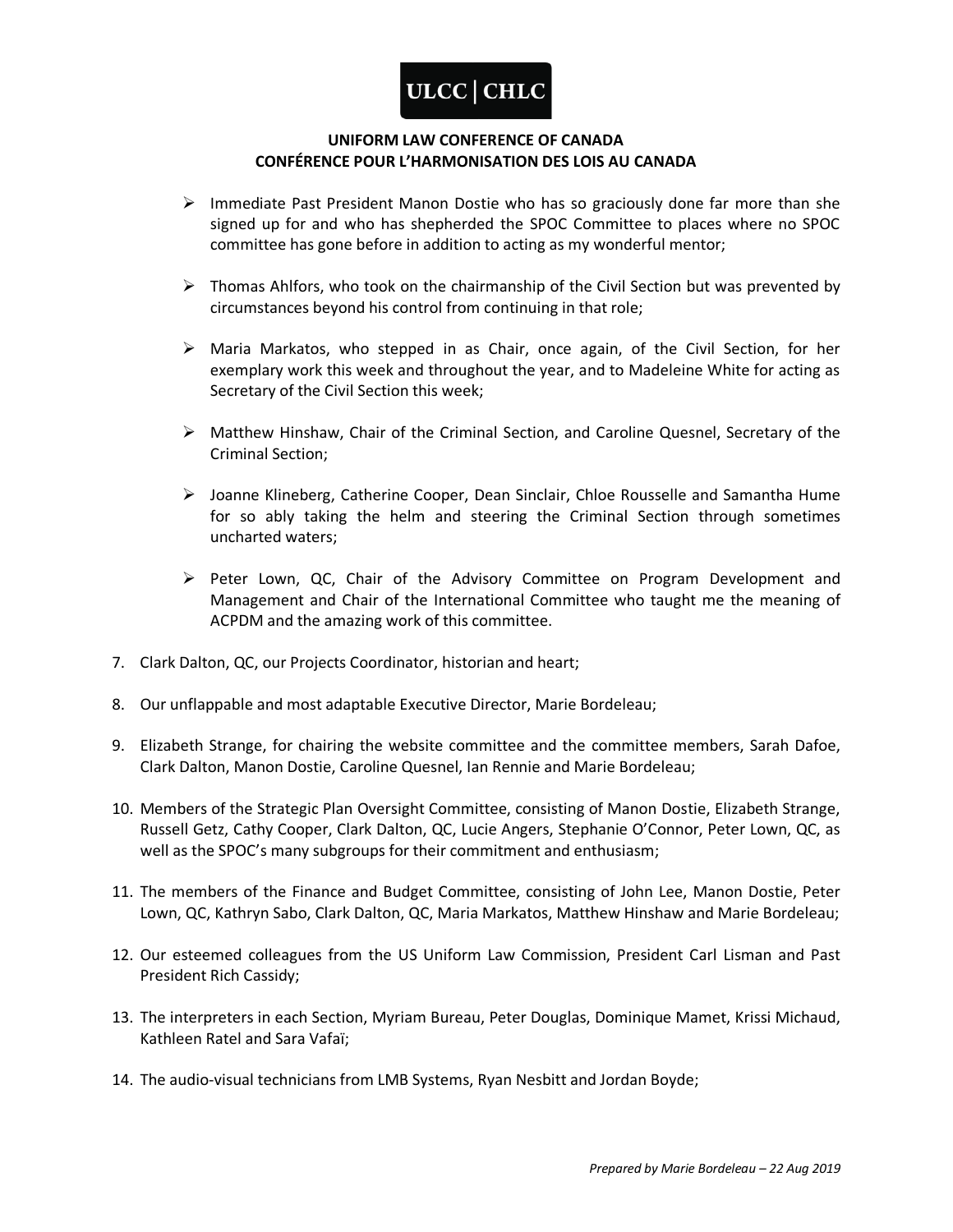- Immediate Past President Manon Dostie who has so graciously done far more than she signed up for and who has shepherded the SPOC Committee to places where no SPOC committee has gone before in addition to acting as my wonderful mentor;

- Thomas Ahlfors, who took on the chairmanship of the Civil Section but was prevented by circumstances beyond his control from continuing in that role;

- Maria Markatos, who stepped in as Chair, once again, of the Civil Section, for her exemplary work this week and throughout the year, and to Madeleine White for acting as Secretary of the Civil Section this week;

- Matthew Hinshaw, Chair of the Criminal Section, and Caroline Quesnel, Secretary of the Criminal Section;

- Joanne Klineberg, Catherine Cooper, Dean Sinclair, Chloe Rousselle and Samantha Hume for so ably taking the helm and steering the Criminal Section through sometimes uncharted waters;

- Peter Lown, QC, Chair of the Advisory Committee on Program Development and Management and Chair of the International Committee who taught me the meaning of ACPDM and the amazing work of this committee.

7. Clark Dalton, QC, our Projects Coordinator, historian and heart;

8. Our unflappable and most adaptable Executive Director, Marie Bordeleau;

9. Elizabeth Strange, for chairing the website committee and the committee members, Sarah Dafoe, Clark Dalton, Manon Dostie, Caroline Quesnel, Ian Rennie and Marie Bordeleau;

10. Members of the Strategic Plan Oversight Committee, consisting of Manon Dostie, Elizabeth Strange, Russell Getz, Cathy Cooper, Clark Dalton, QC, Lucie Angers, Stephanie O'Connor, Peter Lown, QC, as well as the SPOC's many subgroups for their commitment and enthusiasm;

11. The members of the Finance and Budget Committee, consisting of John Lee, Manon Dostie, Peter Lown, QC, Kathryn Sabo, Clark Dalton, QC, Maria Markatos, Matthew Hinshaw and Marie Bordeleau;

12. Our esteemed colleagues from the US Uniform Law Commission, President Carl Lisman and Past President Rich Cassidy;

13. The interpreters in each Section, Myriam Bureau, Peter Douglas, Dominique Mamet, Krissi Michaud, Kathleen Ratel and Sara Vafaï;

14. The audio-visual technicians from LMB Systems, Ryan Nesbitt and Jordan Boyde;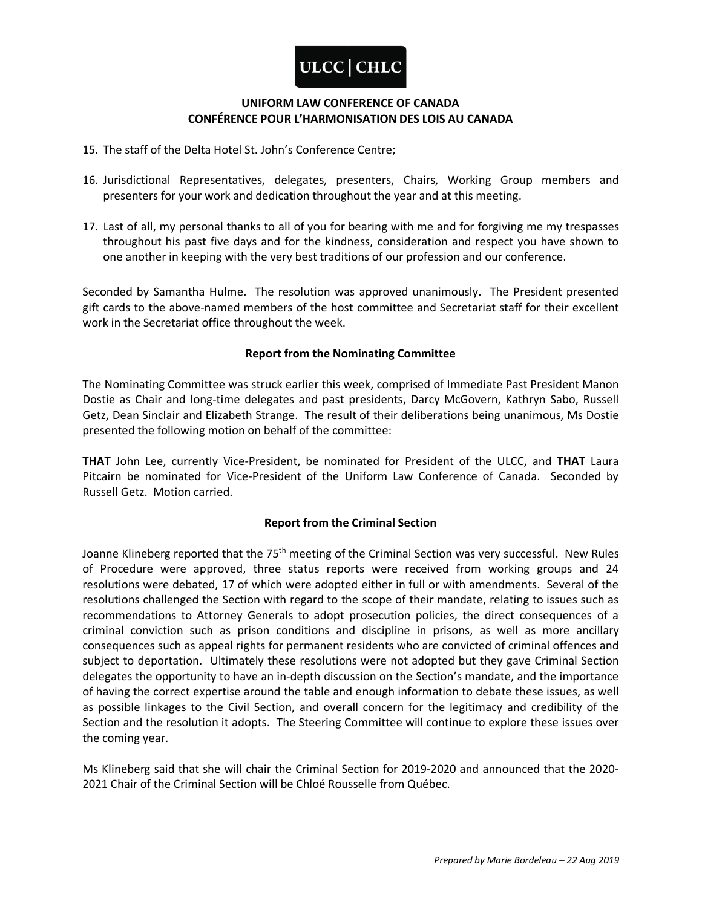15. The staff of the Delta Hotel St. John's Conference Centre;

16. Jurisdictional Representatives, delegates, presenters, Chairs, Working Group members and presenters for your work and dedication throughout the year and at this meeting.

17. Last of all, my personal thanks to all of you for bearing with me and for forgiving me my trespasses throughout his past five days and for the kindness, consideration and respect you have shown to one another in keeping with the very best traditions of our profession and our conference.

Seconded by Samantha Hulme. The resolution was approved unanimously. The President presented gift cards to the above-named members of the host committee and Secretariat staff for their excellent work in the Secretariat office throughout the week.

### Report from the Nominating Committee

The Nominating Committee was struck earlier this week, comprised of Immediate Past President Manon Dostie as Chair and long-time delegates and past presidents, Darcy McGovern, Kathryn Sabo, Russell Getz, Dean Sinclair and Elizabeth Strange. The result of their deliberations being unanimous, Ms Dostie presented the following motion on behalf of the committee:

**THAT** John Lee, currently Vice-President, be nominated for President of the ULCC, and **THAT** Laura Pitcairn be nominated for Vice-President of the Uniform Law Conference of Canada. Seconded by Russell Getz. Motion carried.

### Report from the Criminal Section

Joanne Klineberg reported that the 75th meeting of the Criminal Section was very successful. New Rules of Procedure were approved, three status reports were received from working groups and 24 resolutions were debated, 17 of which were adopted either in full or with amendments. Several of the resolutions challenged the Section with regard to the scope of their mandate, relating to issues such as recommendations to Attorney Generals to adopt prosecution policies, the direct consequences of a criminal conviction such as prison conditions and discipline in prisons, as well as more ancillary consequences such as appeal rights for permanent residents who are convicted of criminal offences and subject to deportation. Ultimately these resolutions were not adopted but they gave Criminal Section delegates the opportunity to have an in-depth discussion on the Section's mandate, and the importance of having the correct expertise around the table and enough information to debate these issues, as well as possible linkages to the Civil Section, and overall concern for the legitimacy and credibility of the Section and the resolution it adopts. The Steering Committee will continue to explore these issues over the coming year.

Ms Klineberg said that she will chair the Criminal Section for 2019-2020 and announced that the 2020-2021 Chair of the Criminal Section will be Chloé Rousselle from Québec.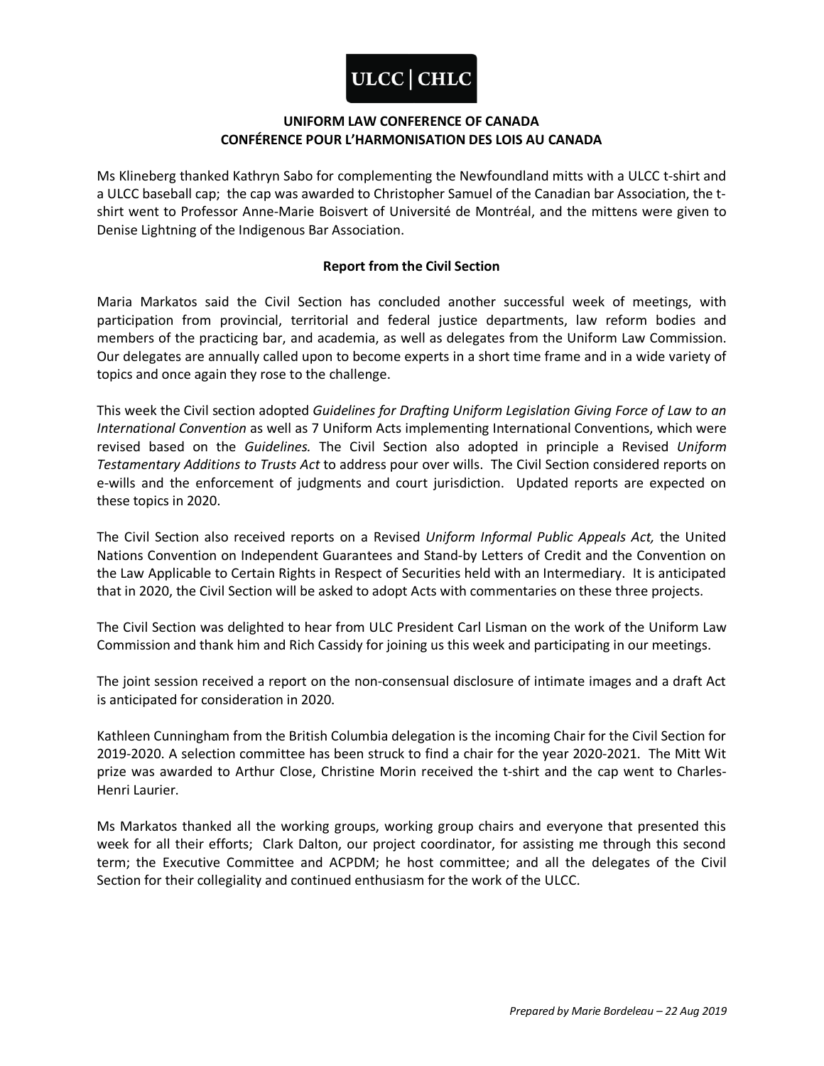**ULCC | CHLC**

**UNIFORM LAW CONFERENCE OF CANADA**
**CONFÉRENCE POUR L'HARMONISATION DES LOIS AU CANADA**

Ms Klineberg thanked Kathryn Sabo for complementing the Newfoundland mitts with a ULCC t-shirt and a ULCC baseball cap; the cap was awarded to Christopher Samuel of the Canadian bar Association, the t-shirt went to Professor Anne-Marie Boisvert of Université de Montréal, and the mittens were given to Denise Lightning of the Indigenous Bar Association.

**Report from the Civil Section**

Maria Markatos said the Civil Section has concluded another successful week of meetings, with participation from provincial, territorial and federal justice departments, law reform bodies and members of the practicing bar, and academia, as well as delegates from the Uniform Law Commission. Our delegates are annually called upon to become experts in a short time frame and in a wide variety of topics and once again they rose to the challenge.

This week the Civil section adopted *Guidelines for Drafting Uniform Legislation Giving Force of Law to an International Convention* as well as 7 Uniform Acts implementing International Conventions, which were revised based on the *Guidelines.* The Civil Section also adopted in principle a Revised *Uniform Testamentary Additions to Trusts Act* to address pour over wills. The Civil Section considered reports on e-wills and the enforcement of judgments and court jurisdiction. Updated reports are expected on these topics in 2020.

The Civil Section also received reports on a Revised *Uniform Informal Public Appeals Act,* the United Nations Convention on Independent Guarantees and Stand-by Letters of Credit and the Convention on the Law Applicable to Certain Rights in Respect of Securities held with an Intermediary. It is anticipated that in 2020, the Civil Section will be asked to adopt Acts with commentaries on these three projects.

The Civil Section was delighted to hear from ULC President Carl Lisman on the work of the Uniform Law Commission and thank him and Rich Cassidy for joining us this week and participating in our meetings.

The joint session received a report on the non-consensual disclosure of intimate images and a draft Act is anticipated for consideration in 2020.

Kathleen Cunningham from the British Columbia delegation is the incoming Chair for the Civil Section for 2019-2020. A selection committee has been struck to find a chair for the year 2020-2021. The Mitt Wit prize was awarded to Arthur Close, Christine Morin received the t-shirt and the cap went to Charles-Henri Laurier.

Ms Markatos thanked all the working groups, working group chairs and everyone that presented this week for all their efforts; Clark Dalton, our project coordinator, for assisting me through this second term; the Executive Committee and ACPDM; he host committee; and all the delegates of the Civil Section for their collegiality and continued enthusiasm for the work of the ULCC.

*Prepared by Marie Bordeleau – 22 Aug 2019*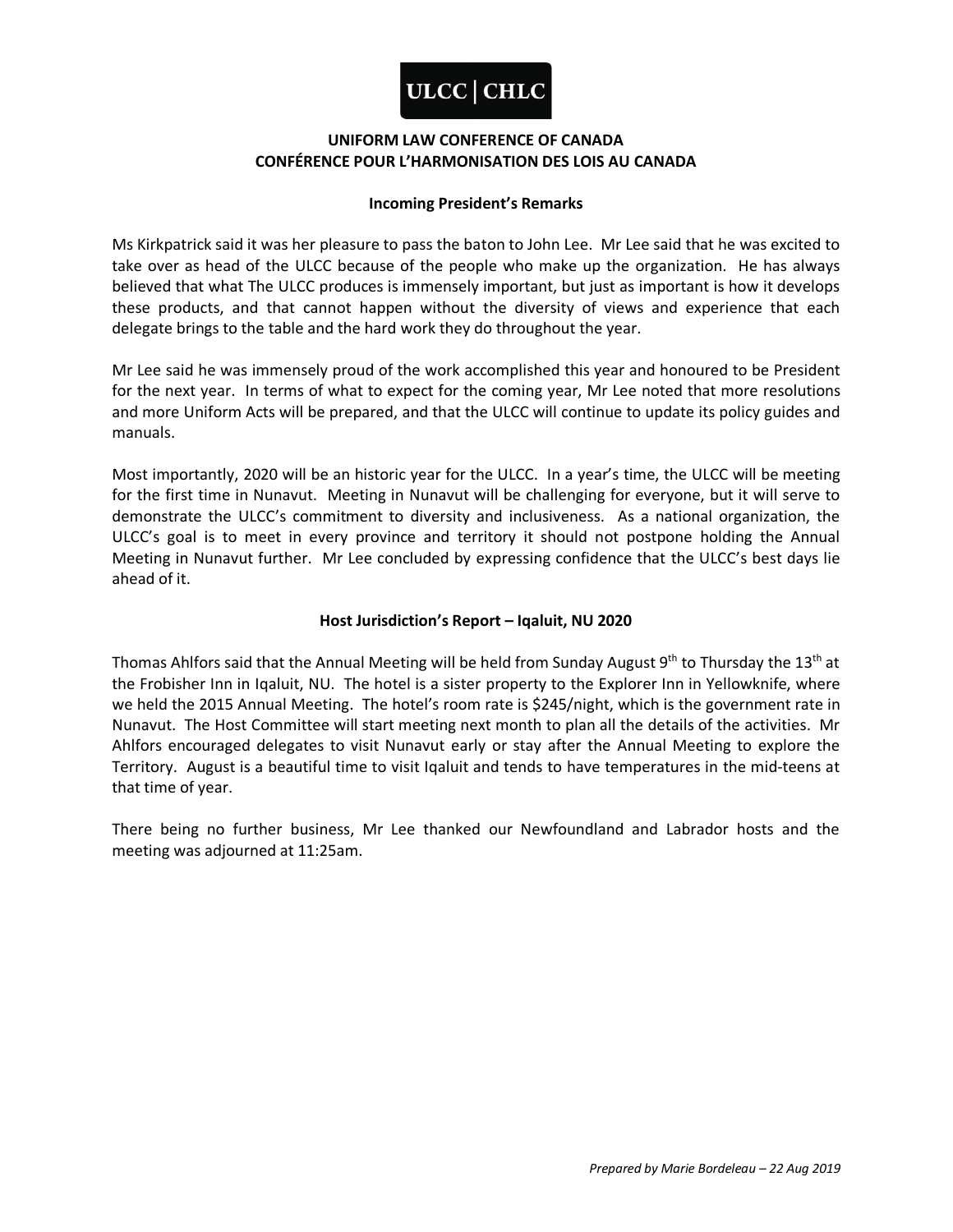**ULCC | CHLC**

**UNIFORM LAW CONFERENCE OF CANADA**
**CONFÉRENCE POUR L'HARMONISATION DES LOIS AU CANADA**

### Incoming President's Remarks

Ms Kirkpatrick said it was her pleasure to pass the baton to John Lee. Mr Lee said that he was excited to take over as head of the ULCC because of the people who make up the organization. He has always believed that what The ULCC produces is immensely important, but just as important is how it develops these products, and that cannot happen without the diversity of views and experience that each delegate brings to the table and the hard work they do throughout the year.

Mr Lee said he was immensely proud of the work accomplished this year and honoured to be President for the next year. In terms of what to expect for the coming year, Mr Lee noted that more resolutions and more Uniform Acts will be prepared, and that the ULCC will continue to update its policy guides and manuals.

Most importantly, 2020 will be an historic year for the ULCC. In a year's time, the ULCC will be meeting for the first time in Nunavut. Meeting in Nunavut will be challenging for everyone, but it will serve to demonstrate the ULCC's commitment to diversity and inclusiveness. As a national organization, the ULCC's goal is to meet in every province and territory it should not postpone holding the Annual Meeting in Nunavut further. Mr Lee concluded by expressing confidence that the ULCC's best days lie ahead of it.

### Host Jurisdiction's Report – Iqaluit, NU 2020

Thomas Ahlfors said that the Annual Meeting will be held from Sunday August 9th to Thursday the 13th at the Frobisher Inn in Iqaluit, NU. The hotel is a sister property to the Explorer Inn in Yellowknife, where we held the 2015 Annual Meeting. The hotel's room rate is $245/night, which is the government rate in Nunavut. The Host Committee will start meeting next month to plan all the details of the activities. Mr Ahlfors encouraged delegates to visit Nunavut early or stay after the Annual Meeting to explore the Territory. August is a beautiful time to visit Iqaluit and tends to have temperatures in the mid-teens at that time of year.

There being no further business, Mr Lee thanked our Newfoundland and Labrador hosts and the meeting was adjourned at 11:25am.

*Prepared by Marie Bordeleau – 22 Aug 2019*